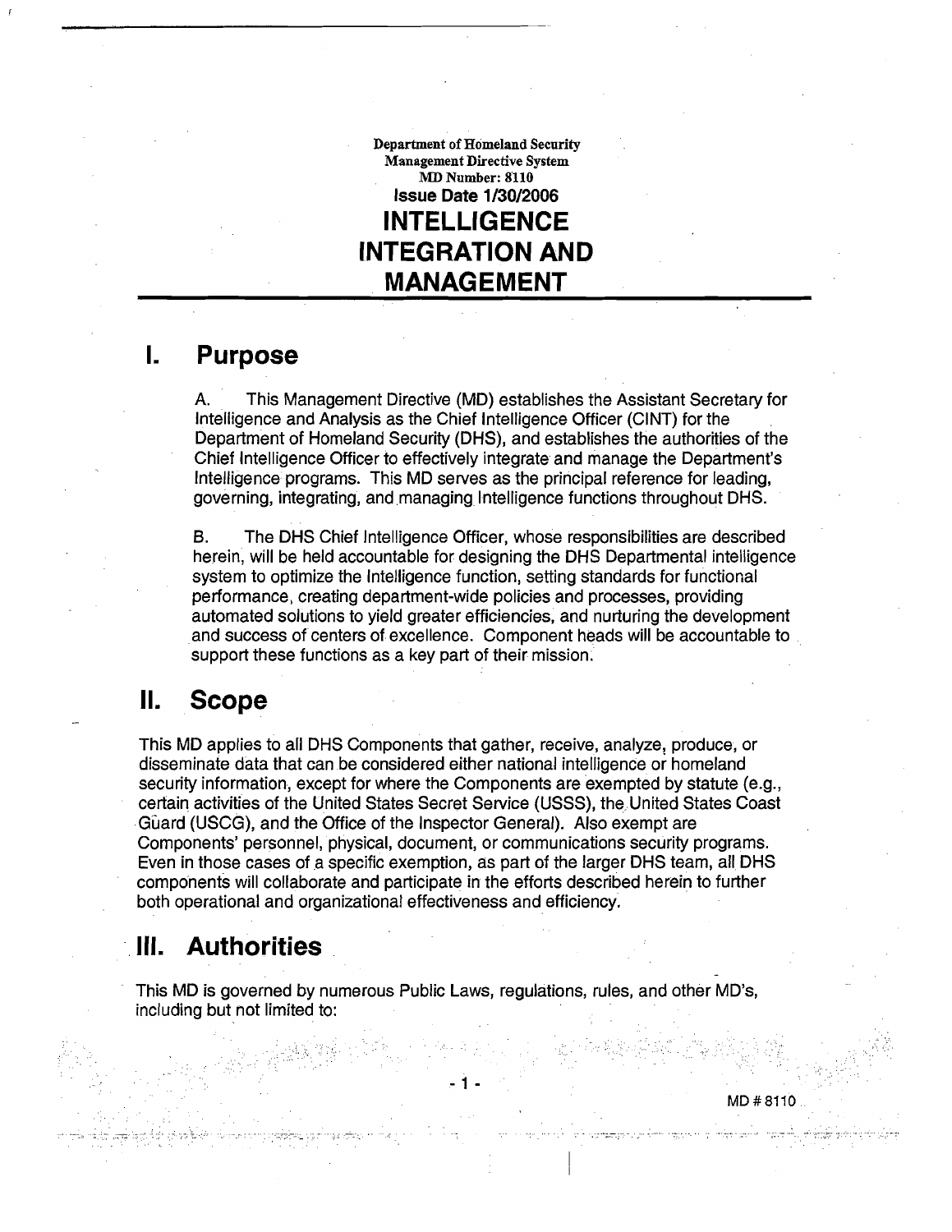Department of Homeland Security
Management Directive System
MD Number: 8110
**Issue Date 1/30/2006**

# INTELLIGENCE INTEGRATION AND MANAGEMENT

## I. Purpose

A. This Management Directive (MD) establishes the Assistant Secretary for Intelligence and Analysis as the Chief Intelligence Officer (CINT) for the Department of Homeland Security (DHS), and establishes the authorities of the Chief Intelligence Officer to effectively integrate and manage the Department's Intelligence programs. This MD serves as the principal reference for leading, governing, integrating, and managing Intelligence functions throughout DHS.

B. The DHS Chief Intelligence Officer, whose responsibilities are described herein, will be held accountable for designing the DHS Departmental intelligence system to optimize the Intelligence function, setting standards for functional performance, creating department-wide policies and processes, providing automated solutions to yield greater efficiencies, and nurturing the development and success of centers of excellence. Component heads will be accountable to support these functions as a key part of their mission.

## II. Scope

This MD applies to all DHS Components that gather, receive, analyze, produce, or disseminate data that can be considered either national intelligence or homeland security information, except for where the Components are exempted by statute (e.g., certain activities of the United States Secret Service (USSS), the United States Coast Guard (USCG), and the Office of the Inspector General). Also exempt are Components' personnel, physical, document, or communications security programs. Even in those cases of a specific exemption, as part of the larger DHS team, all DHS components will collaborate and participate in the efforts described herein to further both operational and organizational effectiveness and efficiency.

## III. Authorities

This MD is governed by numerous Public Laws, regulations, rules, and other MD's, including but not limited to: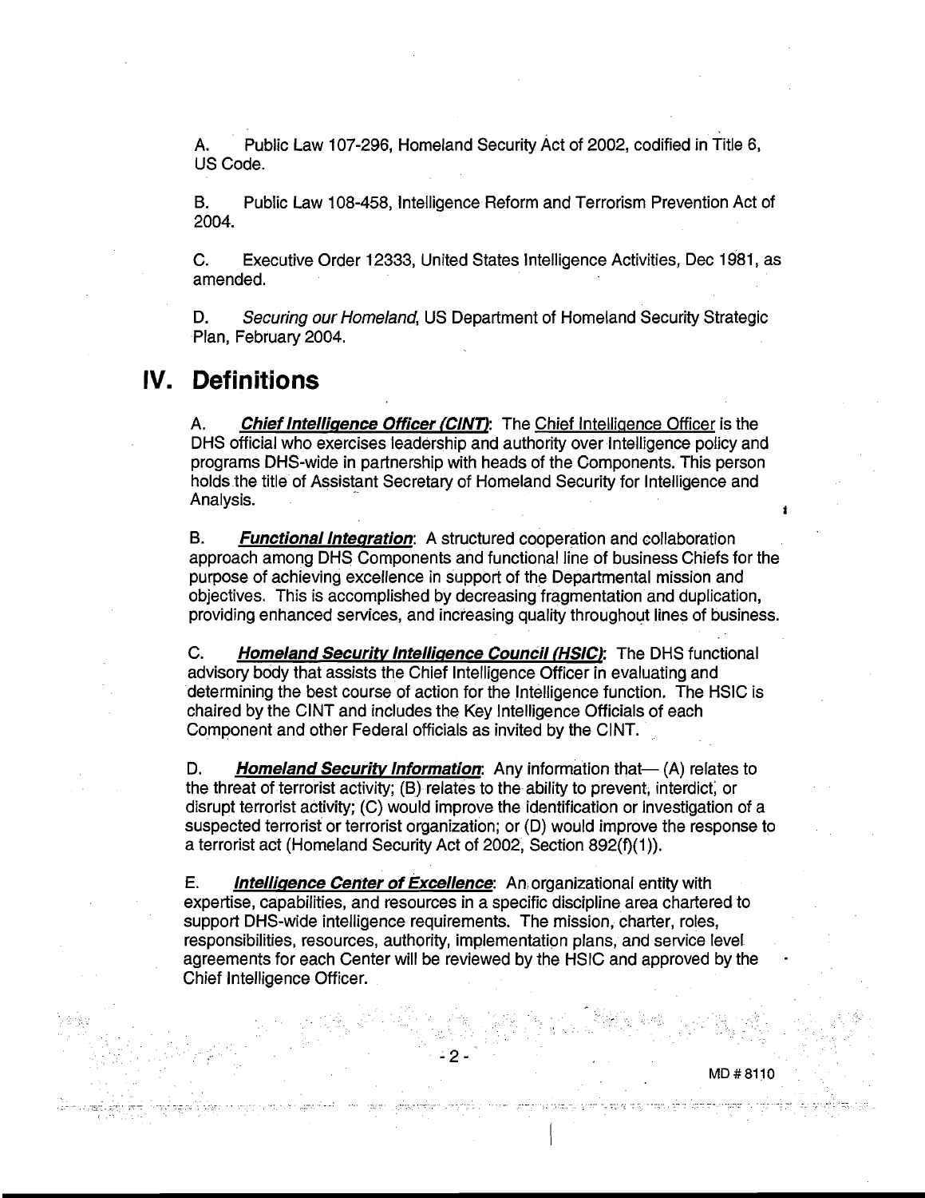A. Public Law 107-296, Homeland Security Act of 2002, codified in Title 6, US Code.

B. Public Law 108-458, Intelligence Reform and Terrorism Prevention Act of 2004.

C. Executive Order 12333, United States Intelligence Activities, Dec 1981, as amended.

D. *Securing our Homeland*, US Department of Homeland Security Strategic Plan, February 2004.

# IV. Definitions

A. ***Chief Intelligence Officer (CINT)***: The Chief Intelligence Officer is the DHS official who exercises leadership and authority over Intelligence policy and programs DHS-wide in partnership with heads of the Components. This person holds the title of Assistant Secretary of Homeland Security for Intelligence and Analysis.

B. ***Functional Integration***: A structured cooperation and collaboration approach among DHS Components and functional line of business Chiefs for the purpose of achieving excellence in support of the Departmental mission and objectives. This is accomplished by decreasing fragmentation and duplication, providing enhanced services, and increasing quality throughout lines of business.

C. ***Homeland Security Intelligence Council (HSIC)***: The DHS functional advisory body that assists the Chief Intelligence Officer in evaluating and determining the best course of action for the Intelligence function. The HSIC is chaired by the CINT and includes the Key Intelligence Officials of each Component and other Federal officials as invited by the CINT.

D. ***Homeland Security Information***: Any information that— (A) relates to the threat of terrorist activity; (B) relates to the ability to prevent, interdict, or disrupt terrorist activity; (C) would improve the identification or investigation of a suspected terrorist or terrorist organization; or (D) would improve the response to a terrorist act (Homeland Security Act of 2002, Section 892(f)(1)).

E. ***Intelligence Center of Excellence***: An organizational entity with expertise, capabilities, and resources in a specific discipline area chartered to support DHS-wide intelligence requirements. The mission, charter, roles, responsibilities, resources, authority, implementation plans, and service level agreements for each Center will be reviewed by the HSIC and approved by the Chief Intelligence Officer.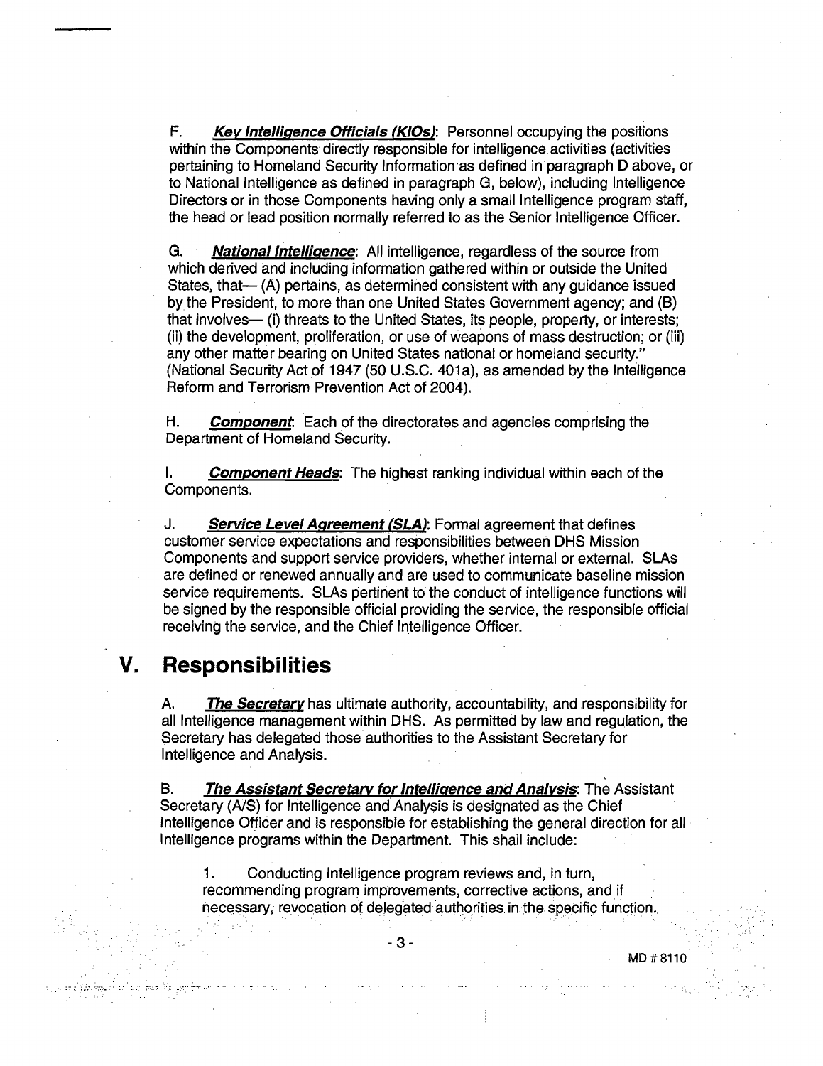F. ***Key Intelligence Officials (KIOs)***: Personnel occupying the positions within the Components directly responsible for intelligence activities (activities pertaining to Homeland Security Information as defined in paragraph D above, or to National Intelligence as defined in paragraph G, below), including Intelligence Directors or in those Components having only a small Intelligence program staff, the head or lead position normally referred to as the Senior Intelligence Officer.

G. ***National Intelligence***: All intelligence, regardless of the source from which derived and including information gathered within or outside the United States, that— (A) pertains, as determined consistent with any guidance issued by the President, to more than one United States Government agency; and (B) that involves— (i) threats to the United States, its people, property, or interests; (ii) the development, proliferation, or use of weapons of mass destruction; or (iii) any other matter bearing on United States national or homeland security." (National Security Act of 1947 (50 U.S.C. 401a), as amended by the Intelligence Reform and Terrorism Prevention Act of 2004).

H. ***Component***: Each of the directorates and agencies comprising the Department of Homeland Security.

I. ***Component Heads***: The highest ranking individual within each of the Components.

J. ***Service Level Agreement (SLA)***: Formal agreement that defines customer service expectations and responsibilities between DHS Mission Components and support service providers, whether internal or external. SLAs are defined or renewed annually and are used to communicate baseline mission service requirements. SLAs pertinent to the conduct of intelligence functions will be signed by the responsible official providing the service, the responsible official receiving the service, and the Chief Intelligence Officer.

# V. Responsibilities

A. ***The Secretary*** has ultimate authority, accountability, and responsibility for all Intelligence management within DHS. As permitted by law and regulation, the Secretary has delegated those authorities to the Assistant Secretary for Intelligence and Analysis.

B. ***The Assistant Secretary for Intelligence and Analysis***: The Assistant Secretary (A/S) for Intelligence and Analysis is designated as the Chief Intelligence Officer and is responsible for establishing the general direction for all Intelligence programs within the Department. This shall include:

1. Conducting Intelligence program reviews and, in turn, recommending program improvements, corrective actions, and if necessary, revocation of delegated authorities in the specific function.

MD # 8110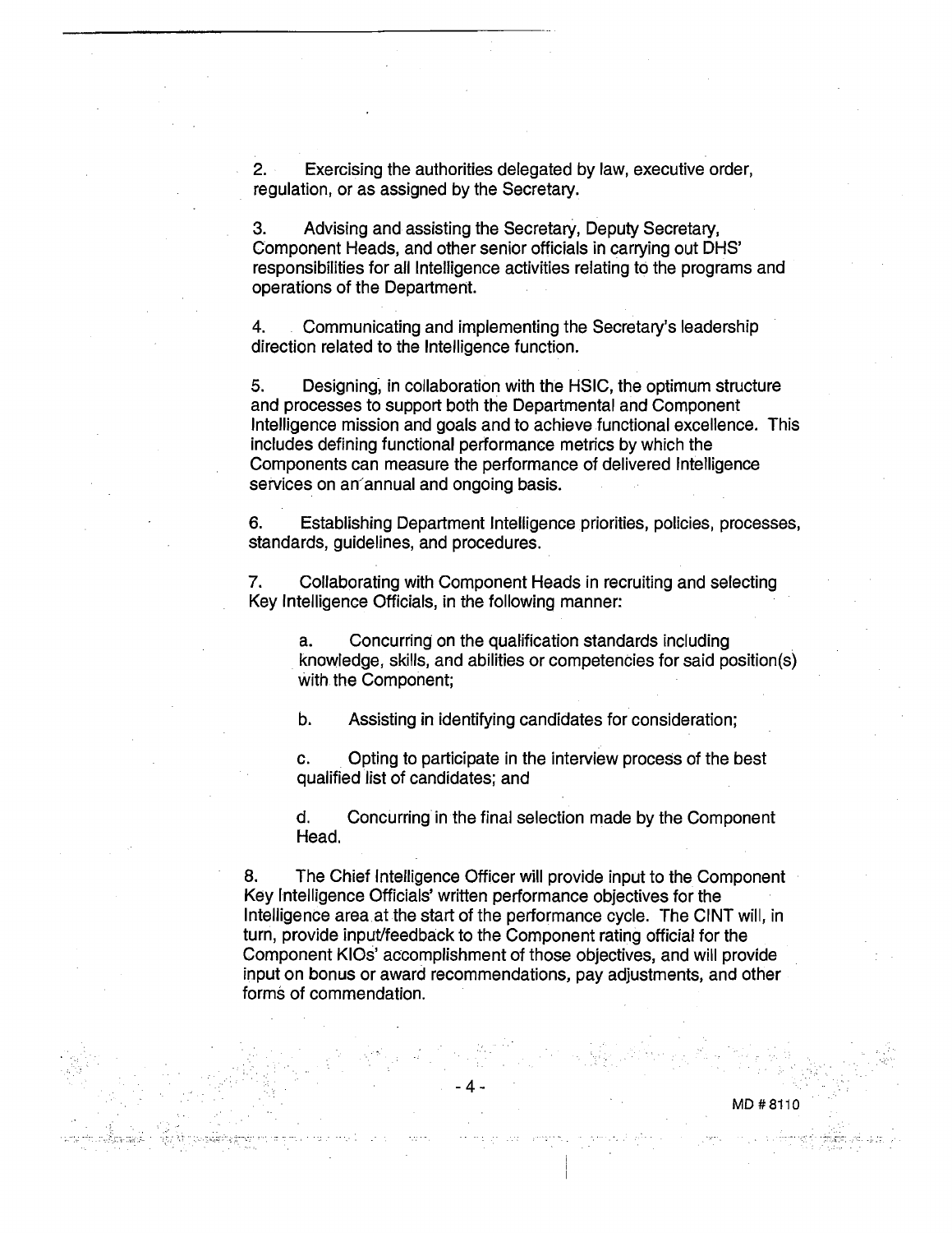2. Exercising the authorities delegated by law, executive order, regulation, or as assigned by the Secretary.

3. Advising and assisting the Secretary, Deputy Secretary, Component Heads, and other senior officials in carrying out DHS' responsibilities for all Intelligence activities relating to the programs and operations of the Department.

4. Communicating and implementing the Secretary's leadership direction related to the Intelligence function.

5. Designing, in collaboration with the HSIC, the optimum structure and processes to support both the Departmental and Component Intelligence mission and goals and to achieve functional excellence. This includes defining functional performance metrics by which the Components can measure the performance of delivered Intelligence services on an annual and ongoing basis.

6. Establishing Department Intelligence priorities, policies, processes, standards, guidelines, and procedures.

7. Collaborating with Component Heads in recruiting and selecting Key Intelligence Officials, in the following manner:

   a. Concurring on the qualification standards including knowledge, skills, and abilities or competencies for said position(s) with the Component;

   b. Assisting in identifying candidates for consideration;

   c. Opting to participate in the interview process of the best qualified list of candidates; and

   d. Concurring in the final selection made by the Component Head.

8. The Chief Intelligence Officer will provide input to the Component Key Intelligence Officials' written performance objectives for the Intelligence area at the start of the performance cycle. The CINT will, in turn, provide input/feedback to the Component rating official for the Component KIOs' accomplishment of those objectives, and will provide input on bonus or award recommendations, pay adjustments, and other forms of commendation.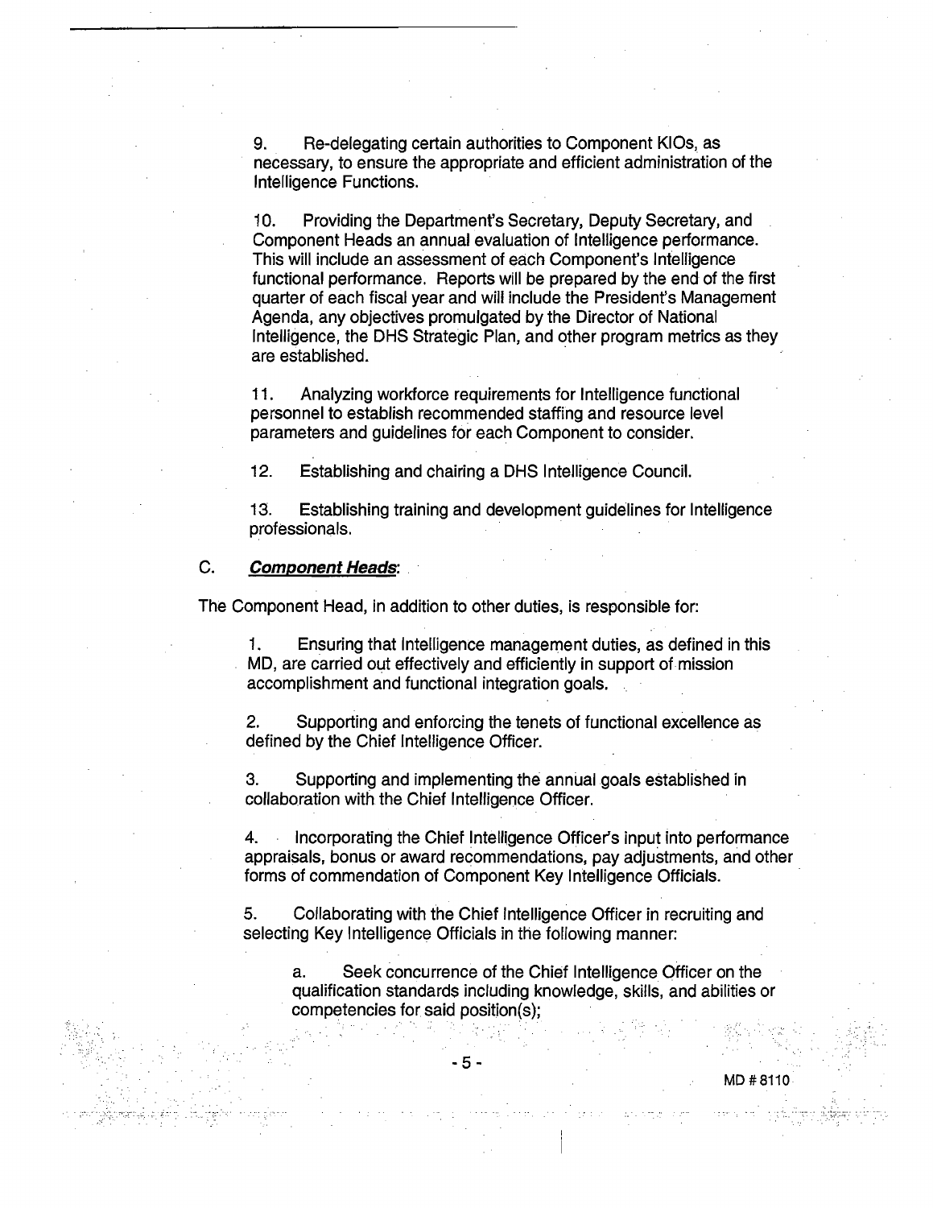9. Re-delegating certain authorities to Component KIOs, as necessary, to ensure the appropriate and efficient administration of the Intelligence Functions.

10. Providing the Department's Secretary, Deputy Secretary, and Component Heads an annual evaluation of Intelligence performance. This will include an assessment of each Component's Intelligence functional performance. Reports will be prepared by the end of the first quarter of each fiscal year and will include the President's Management Agenda, any objectives promulgated by the Director of National Intelligence, the DHS Strategic Plan, and other program metrics as they are established.

11. Analyzing workforce requirements for Intelligence functional personnel to establish recommended staffing and resource level parameters and guidelines for each Component to consider.

12. Establishing and chairing a DHS Intelligence Council.

13. Establishing training and development guidelines for Intelligence professionals.

C. ***Component Heads***:

The Component Head, in addition to other duties, is responsible for:

1. Ensuring that Intelligence management duties, as defined in this MD, are carried out effectively and efficiently in support of mission accomplishment and functional integration goals.

2. Supporting and enforcing the tenets of functional excellence as defined by the Chief Intelligence Officer.

3. Supporting and implementing the annual goals established in collaboration with the Chief Intelligence Officer.

4. Incorporating the Chief Intelligence Officer's input into performance appraisals, bonus or award recommendations, pay adjustments, and other forms of commendation of Component Key Intelligence Officials.

5. Collaborating with the Chief Intelligence Officer in recruiting and selecting Key Intelligence Officials in the following manner:

   a. Seek concurrence of the Chief Intelligence Officer on the qualification standards including knowledge, skills, and abilities or competencies for said position(s);